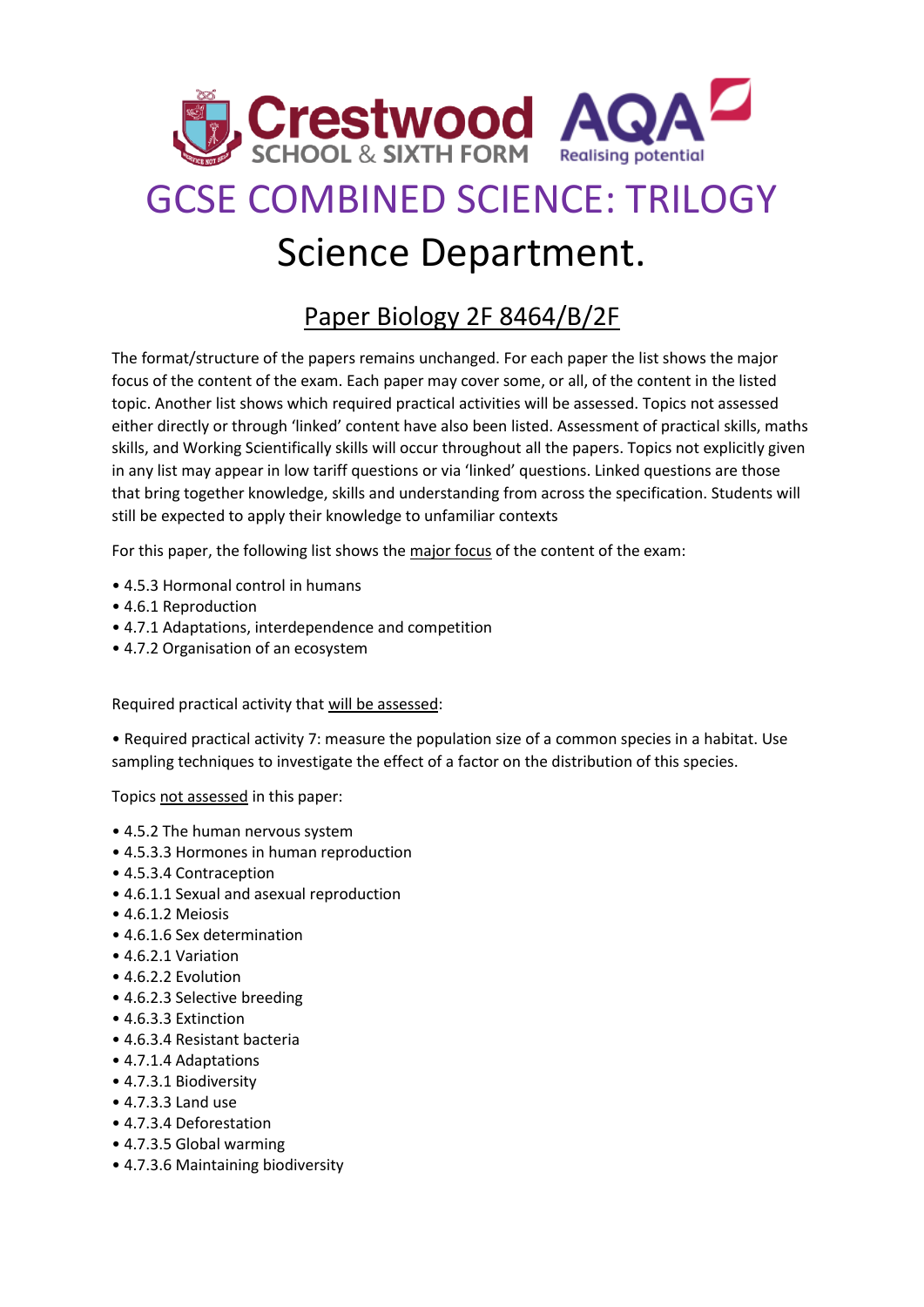# GCSE COMBINED SCIENCE: TRILOGY

## Science Department.

### Paper Biology 2F 8464/B/2F

The format/structure of the papers remains unchanged. For each paper the list shows the major focus of the content of the exam. Each paper may cover some, or all, of the content in the listed topic. Another list shows which required practical activities will be assessed. Topics not assessed either directly or through 'linked' content have also been listed. Assessment of practical skills, maths skills, and Working Scientifically skills will occur throughout all the papers. Topics not explicitly given in any list may appear in low tariff questions or via 'linked' questions. Linked questions are those that bring together knowledge, skills and understanding from across the specification. Students will still be expected to apply their knowledge to unfamiliar contexts

For this paper, the following list shows the major focus of the content of the exam:

- 4.5.3 Hormonal control in humans
- 4.6.1 Reproduction
- 4.7.1 Adaptations, interdependence and competition
- 4.7.2 Organisation of an ecosystem

Required practical activity that will be assessed:

- Required practical activity 7: measure the population size of a common species in a habitat. Use sampling techniques to investigate the effect of a factor on the distribution of this species.

Topics not assessed in this paper:

- 4.5.2 The human nervous system
- 4.5.3.3 Hormones in human reproduction
- 4.5.3.4 Contraception
- 4.6.1.1 Sexual and asexual reproduction
- 4.6.1.2 Meiosis
- 4.6.1.6 Sex determination
- 4.6.2.1 Variation
- 4.6.2.2 Evolution
- 4.6.2.3 Selective breeding
- 4.6.3.3 Extinction
- 4.6.3.4 Resistant bacteria
- 4.7.1.4 Adaptations
- 4.7.3.1 Biodiversity
- 4.7.3.3 Land use
- 4.7.3.4 Deforestation
- 4.7.3.5 Global warming
- 4.7.3.6 Maintaining biodiversity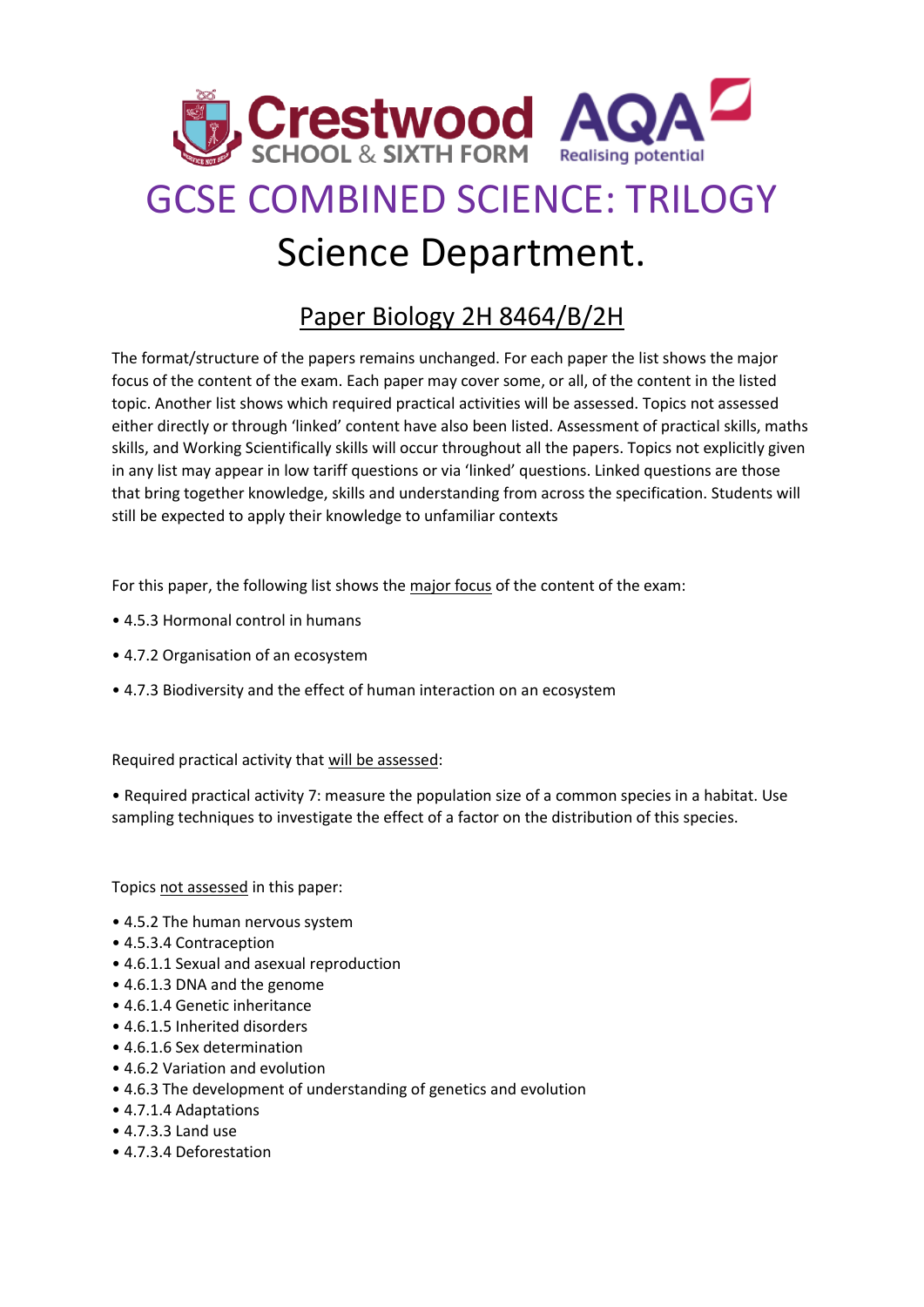# GCSE COMBINED SCIENCE: TRILOGY

## Science Department.

### Paper Biology 2H 8464/B/2H

The format/structure of the papers remains unchanged. For each paper the list shows the major focus of the content of the exam. Each paper may cover some, or all, of the content in the listed topic. Another list shows which required practical activities will be assessed. Topics not assessed either directly or through 'linked' content have also been listed. Assessment of practical skills, maths skills, and Working Scientifically skills will occur throughout all the papers. Topics not explicitly given in any list may appear in low tariff questions or via 'linked' questions. Linked questions are those that bring together knowledge, skills and understanding from across the specification. Students will still be expected to apply their knowledge to unfamiliar contexts

For this paper, the following list shows the major focus of the content of the exam:

- 4.5.3 Hormonal control in humans
- 4.7.2 Organisation of an ecosystem
- 4.7.3 Biodiversity and the effect of human interaction on an ecosystem

Required practical activity that will be assessed:

- Required practical activity 7: measure the population size of a common species in a habitat. Use sampling techniques to investigate the effect of a factor on the distribution of this species.

Topics not assessed in this paper:

- 4.5.2 The human nervous system
- 4.5.3.4 Contraception
- 4.6.1.1 Sexual and asexual reproduction
- 4.6.1.3 DNA and the genome
- 4.6.1.4 Genetic inheritance
- 4.6.1.5 Inherited disorders
- 4.6.1.6 Sex determination
- 4.6.2 Variation and evolution
- 4.6.3 The development of understanding of genetics and evolution
- 4.7.1.4 Adaptations
- 4.7.3.3 Land use
- 4.7.3.4 Deforestation